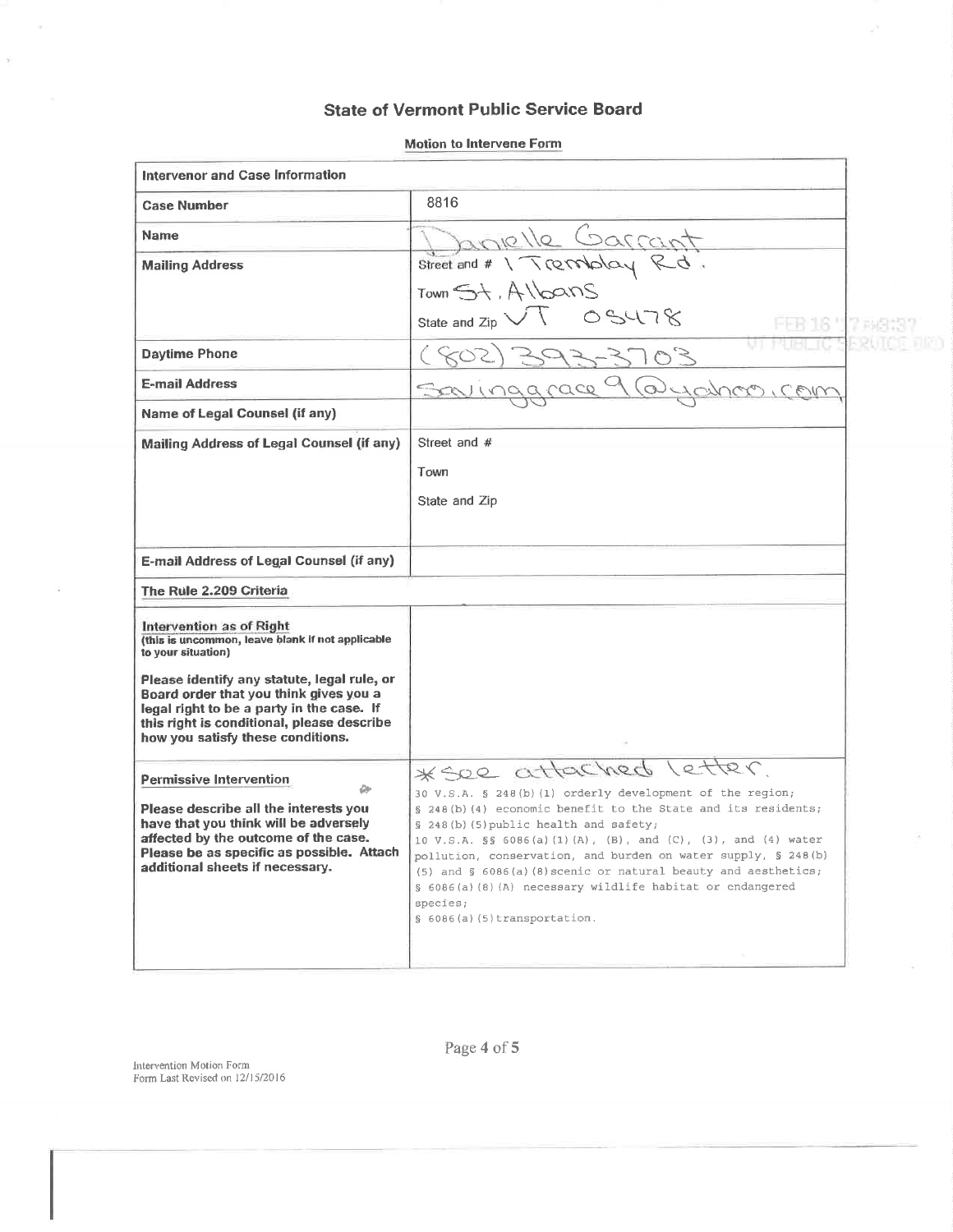# State of Vermont Public Service Board

**Motion to Intervene Form**

| **Intervenor and Case Information** | |
|---|---|
| **Case Number** | 8816 |
| **Name** | Danielle Garrant |
| **Mailing Address** | Street and # 1 Tremblay Rd.<br>Town St. Albans<br>State and Zip VT 05478 |
| **Daytime Phone** | (802) 393-3703 |
| **E-mail Address** | savinggrace9@yahoo.com |
| **Name of Legal Counsel (if any)** | |
| **Mailing Address of Legal Counsel (if any)** | Street and #<br>Town<br>State and Zip |
| **E-mail Address of Legal Counsel (if any)** | |
| **The Rule 2.209 Criteria** | |
| **Intervention as of Right**<br>**(this is uncommon, leave blank if not applicable to your situation)**<br><br>**Please identify any statute, legal rule, or Board order that you think gives you a legal right to be a party in the case. If this right is conditional, please describe how you satisfy these conditions.** | |
| **Permissive Intervention**<br><br>**Please describe all the interests you have that you think will be adversely affected by the outcome of the case. Please be as specific as possible. Attach additional sheets if necessary.** | *see attached letter.<br>30 V.S.A. § 248(b)(1) orderly development of the region;<br>§ 248(b)(4) economic benefit to the State and its residents;<br>§ 248(b)(5)public health and safety;<br>10 V.S.A. §§ 6086(a)(1)(A), (B), and (C), (3), and (4) water pollution, conservation, and burden on water supply, § 248(b)(5) and § 6086(a)(8)scenic or natural beauty and aesthetics;<br>§ 6086(a)(8)(A) necessary wildlife habitat or endangered species;<br>§ 6086(a)(5)transportation. |

FEB 16 '17 PM3:37
VT PUBLIC SERVICE BRD

Intervention Motion Form
Form Last Revised on 12/15/2016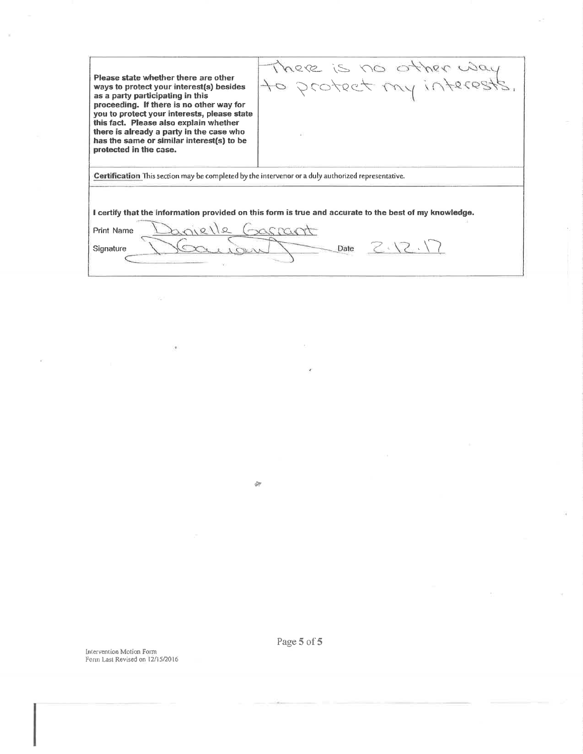| Please state whether there are other ways to protect your interest(s) besides as a party participating in this proceeding. If there is no other way for you to protect your interests, please state this fact. Please also explain whether there is already a party in the case who has the same or similar interest(s) to be protected in the case. | There is no other way to protect my interests. |
|---|---|

**Certification** This section may be completed by the intervenor or a duly authorized representative.

**I certify that the information provided on this form is true and accurate to the best of my knowledge.**

Print Name Danielle Garrant

Signature [signature] Date 2.12.17

Intervention Motion Form
Form Last Revised on 12/15/2016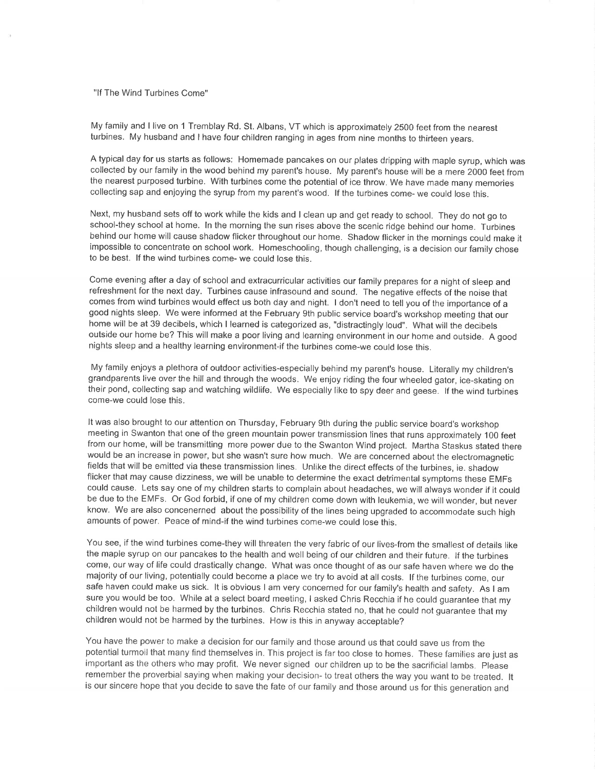"If The Wind Turbines Come"

My family and I live on 1 Tremblay Rd. St. Albans, VT which is approximately 2500 feet from the nearest turbines. My husband and I have four children ranging in ages from nine months to thirteen years.

A typical day for us starts as follows: Homemade pancakes on our plates dripping with maple syrup, which was collected by our family in the wood behind my parent's house. My parent's house will be a mere 2000 feet from the nearest purposed turbine. With turbines come the potential of ice throw. We have made many memories collecting sap and enjoying the syrup from my parent's wood. If the turbines come- we could lose this.

Next, my husband sets off to work while the kids and I clean up and get ready to school. They do not go to school-they school at home. In the morning the sun rises above the scenic ridge behind our home. Turbines behind our home will cause shadow flicker throughout our home. Shadow flicker in the mornings could make it impossible to concentrate on school work. Homeschooling, though challenging, is a decision our family chose to be best. If the wind turbines come- we could lose this.

Come evening after a day of school and extracurricular activities our family prepares for a night of sleep and refreshment for the next day. Turbines cause infrasound and sound. The negative effects of the noise that comes from wind turbines would effect us both day and night. I don't need to tell you of the importance of a good nights sleep. We were informed at the February 9th public service board's workshop meeting that our home will be at 39 decibels, which I learned is categorized as, "distractingly loud". What will the decibels outside our home be? This will make a poor living and learning environment in our home and outside. A good nights sleep and a healthy learning environment-if the turbines come-we could lose this.

My family enjoys a plethora of outdoor activities-especially behind my parent's house. Literally my children's grandparents live over the hill and through the woods. We enjoy riding the four wheeled gator, ice-skating on their pond, collecting sap and watching wildlife. We especially like to spy deer and geese. If the wind turbines come-we could lose this.

It was also brought to our attention on Thursday, February 9th during the public service board's workshop meeting in Swanton that one of the green mountain power transmission lines that runs approximately 100 feet from our home, will be transmitting more power due to the Swanton Wind project. Martha Staskus stated there would be an increase in power, but she wasn't sure how much. We are concerned about the electromagnetic fields that will be emitted via these transmission lines. Unlike the direct effects of the turbines, ie. shadow flicker that may cause dizziness, we will be unable to determine the exact detrimental symptoms these EMFs could cause. Lets say one of my children starts to complain about headaches, we will always wonder if it could be due to the EMFs. Or God forbid, if one of my children come down with leukemia, we will wonder, but never know. We are also concenerned about the possibility of the lines being upgraded to accommodate such high amounts of power. Peace of mind-if the wind turbines come-we could lose this.

You see, if the wind turbines come-they will threaten the very fabric of our lives-from the smallest of details like the maple syrup on our pancakes to the health and well being of our children and their future. If the turbines come, our way of life could drastically change. What was once thought of as our safe haven where we do the majority of our living, potentially could become a place we try to avoid at all costs. If the turbines come, our safe haven could make us sick. It is obvious I am very concerned for our family's health and safety. As I am sure you would be too. While at a select board meeting, I asked Chris Recchia if he could guarantee that my children would not be harmed by the turbines. Chris Recchia stated no, that he could not guarantee that my children would not be harmed by the turbines. How is this in anyway acceptable?

You have the power to make a decision for our family and those around us that could save us from the potential turmoil that many find themselves in. This project is far too close to homes. These families are just as important as the others who may profit. We never signed our children up to be the sacrificial lambs. Please remember the proverbial saying when making your decision- to treat others the way you want to be treated. It is our sincere hope that you decide to save the fate of our family and those around us for this generation and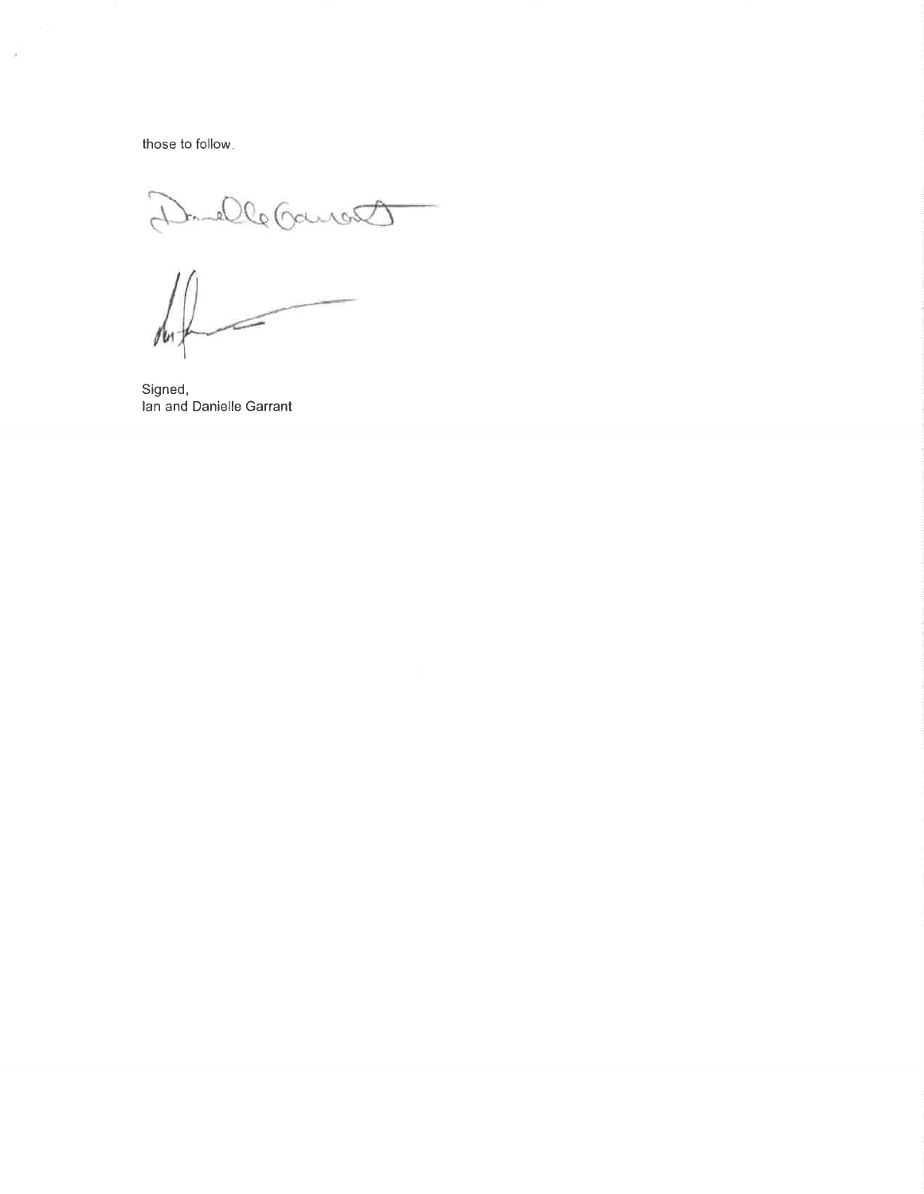those to follow.

Signed,
Ian and Danielle Garrant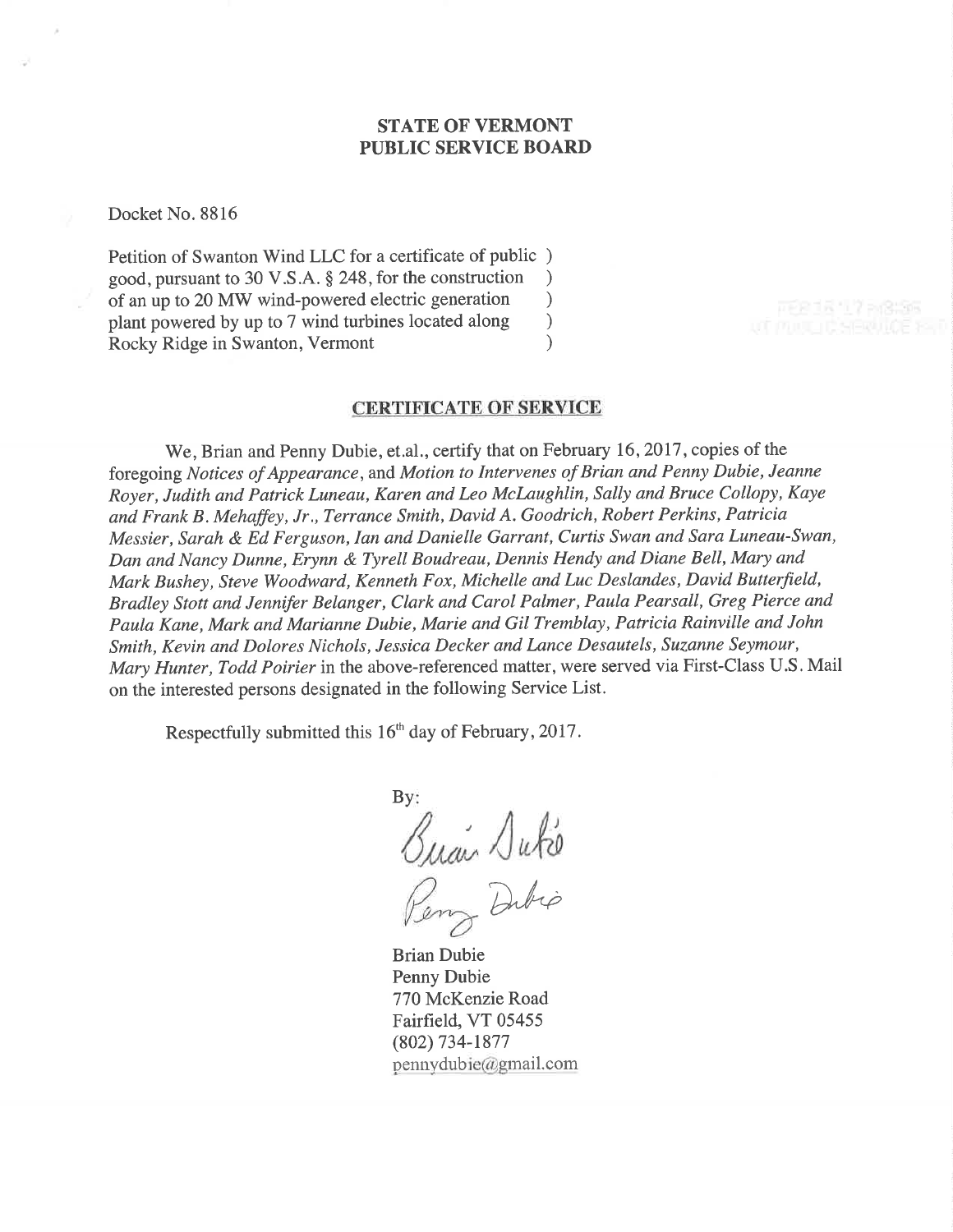**STATE OF VERMONT**
**PUBLIC SERVICE BOARD**

Docket No. 8816

Petition of Swanton Wind LLC for a certificate of public )
good, pursuant to 30 V.S.A. § 248, for the construction )
of an up to 20 MW wind-powered electric generation )
plant powered by up to 7 wind turbines located along )
Rocky Ridge in Swanton, Vermont )

**CERTIFICATE OF SERVICE**

We, Brian and Penny Dubie, et.al., certify that on February 16, 2017, copies of the foregoing *Notices of Appearance*, and *Motion to Intervenes of Brian and Penny Dubie, Jeanne Royer, Judith and Patrick Luneau, Karen and Leo McLaughlin, Sally and Bruce Collopy, Kaye and Frank B. Mehaffey, Jr., Terrance Smith, David A. Goodrich, Robert Perkins, Patricia Messier, Sarah & Ed Ferguson, Ian and Danielle Garrant, Curtis Swan and Sara Luneau-Swan, Dan and Nancy Dunne, Erynn & Tyrell Boudreau, Dennis Hendy and Diane Bell, Mary and Mark Bushey, Steve Woodward, Kenneth Fox, Michelle and Luc Deslandes, David Butterfield, Bradley Stott and Jennifer Belanger, Clark and Carol Palmer, Paula Pearsall, Greg Pierce and Paula Kane, Mark and Marianne Dubie, Marie and Gil Tremblay, Patricia Rainville and John Smith, Kevin and Dolores Nichols, Jessica Decker and Lance Desautels, Suzanne Seymour, Mary Hunter, Todd Poirier* in the above-referenced matter, were served via First-Class U.S. Mail on the interested persons designated in the following Service List.

Respectfully submitted this 16th day of February, 2017.

By:

Brian Dubie
Penny Dubie
770 McKenzie Road
Fairfield, VT 05455
(802) 734-1877
pennydubie@gmail.com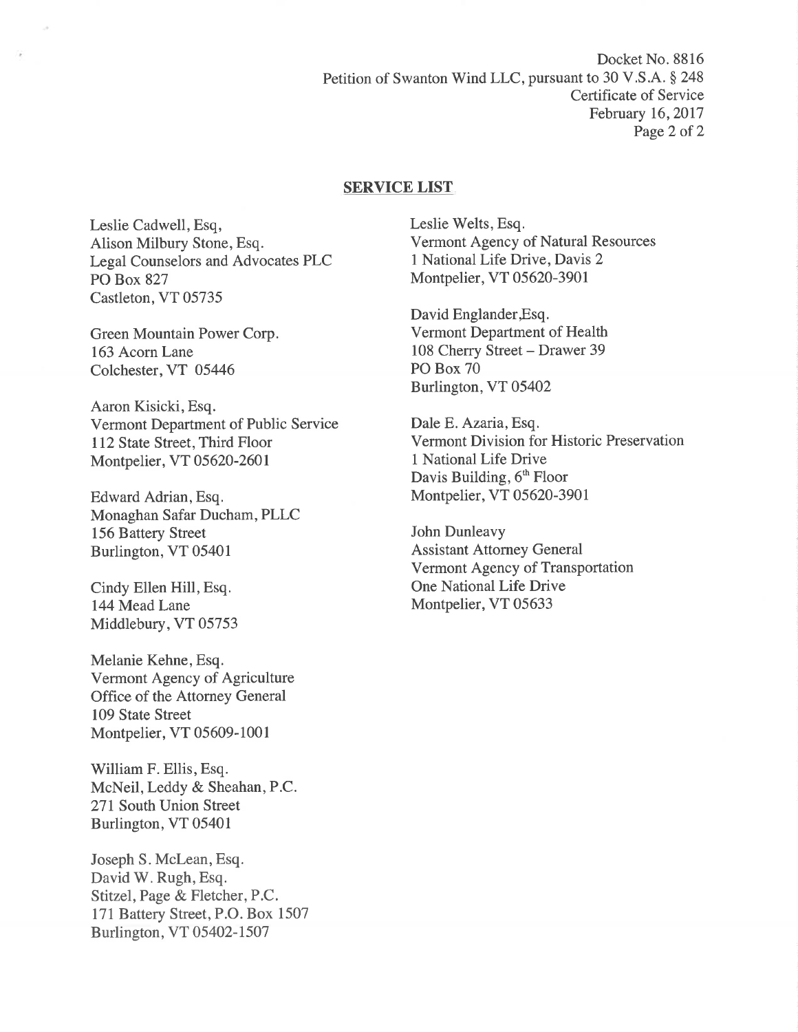## SERVICE LIST

Leslie Cadwell, Esq,
Alison Milbury Stone, Esq.
Legal Counselors and Advocates PLC
PO Box 827
Castleton, VT 05735

Green Mountain Power Corp.
163 Acorn Lane
Colchester, VT 05446

Aaron Kisicki, Esq.
Vermont Department of Public Service
112 State Street, Third Floor
Montpelier, VT 05620-2601

Edward Adrian, Esq.
Monaghan Safar Ducham, PLLC
156 Battery Street
Burlington, VT 05401

Cindy Ellen Hill, Esq.
144 Mead Lane
Middlebury, VT 05753

Melanie Kehne, Esq.
Vermont Agency of Agriculture
Office of the Attorney General
109 State Street
Montpelier, VT 05609-1001

William F. Ellis, Esq.
McNeil, Leddy & Sheahan, P.C.
271 South Union Street
Burlington, VT 05401

Joseph S. McLean, Esq.
David W. Rugh, Esq.
Stitzel, Page & Fletcher, P.C.
171 Battery Street, P.O. Box 1507
Burlington, VT 05402-1507

Leslie Welts, Esq.
Vermont Agency of Natural Resources
1 National Life Drive, Davis 2
Montpelier, VT 05620-3901

David Englander,Esq.
Vermont Department of Health
108 Cherry Street – Drawer 39
PO Box 70
Burlington, VT 05402

Dale E. Azaria, Esq.
Vermont Division for Historic Preservation
1 National Life Drive
Davis Building, 6th Floor
Montpelier, VT 05620-3901

John Dunleavy
Assistant Attorney General
Vermont Agency of Transportation
One National Life Drive
Montpelier, VT 05633